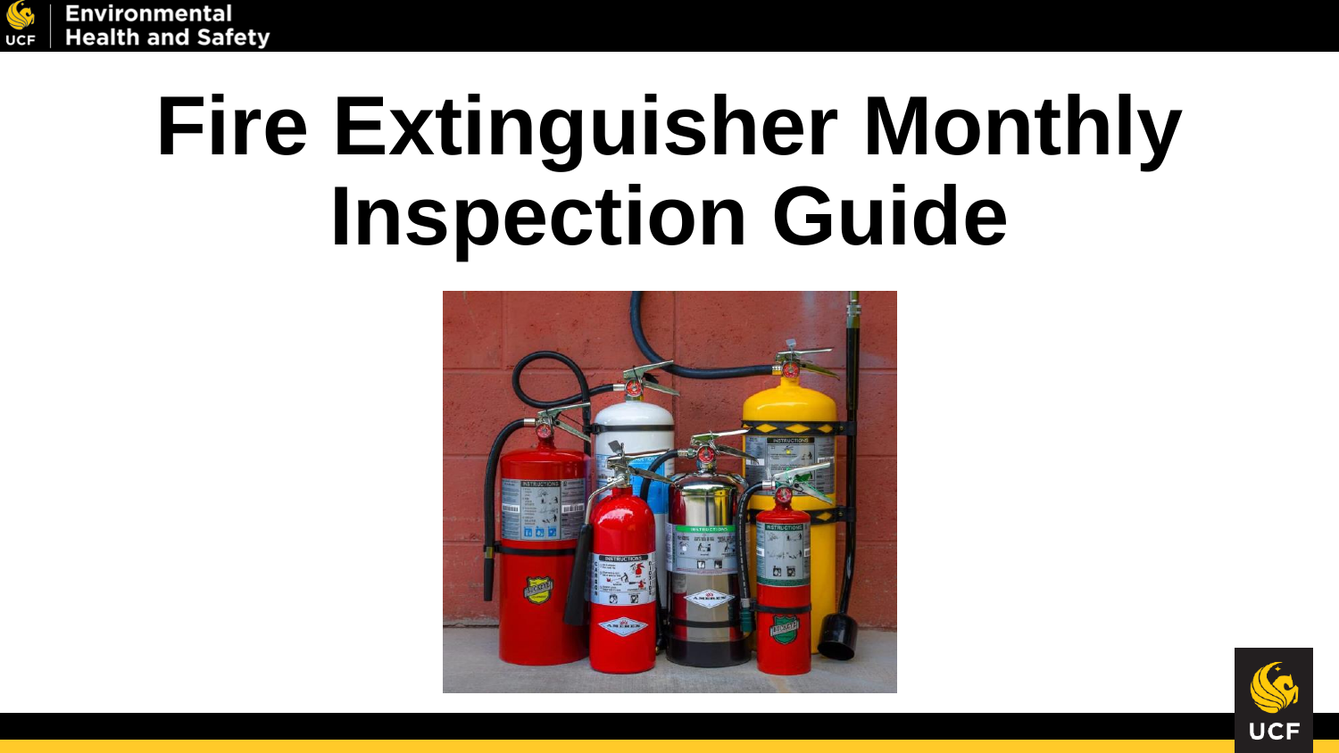# Fire Extinguisher Monthly Inspection Guide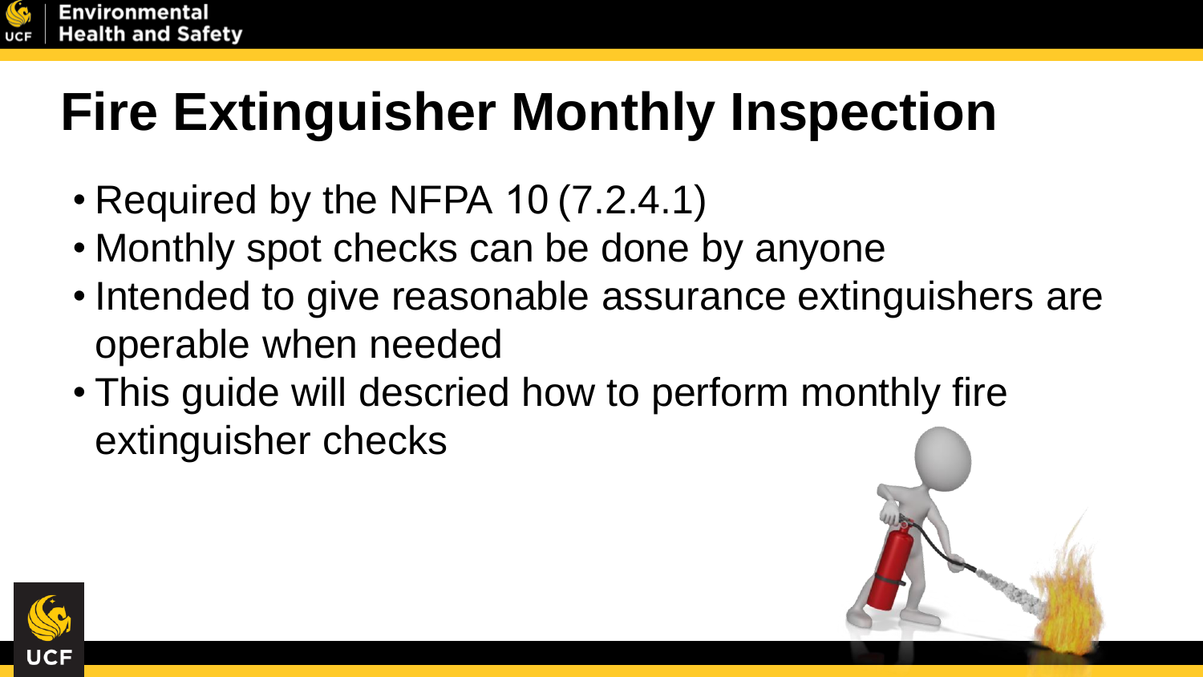# Fire Extinguisher Monthly Inspection

- Required by the NFPA 10 (7.2.4.1)
- Monthly spot checks can be done by anyone
- Intended to give reasonable assurance extinguishers are operable when needed
- This guide will descried how to perform monthly fire extinguisher checks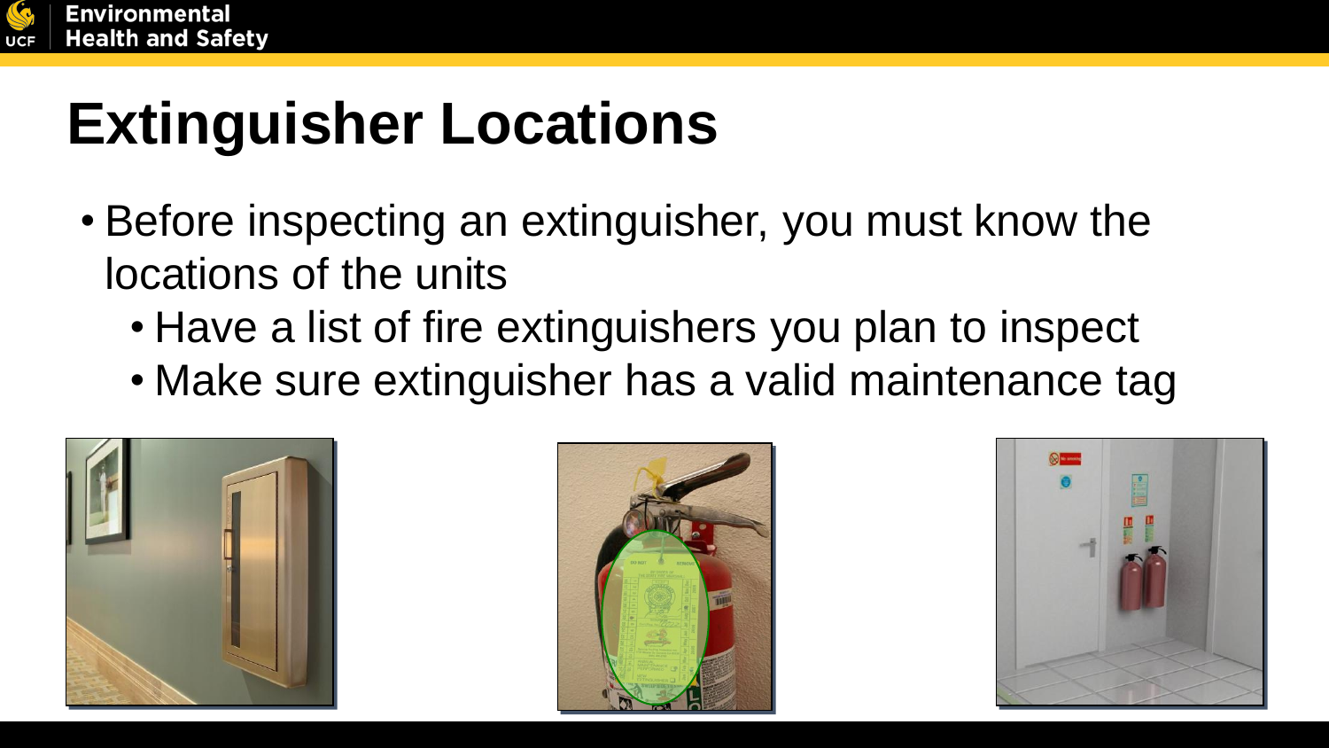# Extinguisher Locations

- Before inspecting an extinguisher, you must know the locations of the units
  - Have a list of fire extinguishers you plan to inspect
  - Make sure extinguisher has a valid maintenance tag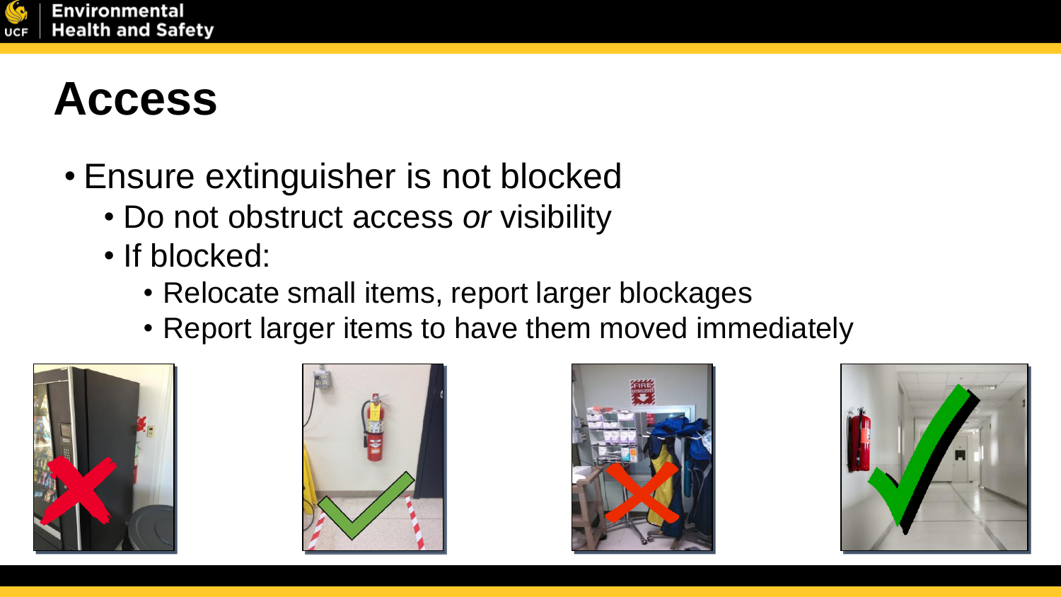# Access

- Ensure extinguisher is not blocked
  - Do not obstruct access *or* visibility
  - If blocked:
    - Relocate small items, report larger blockages
    - Report larger items to have them moved immediately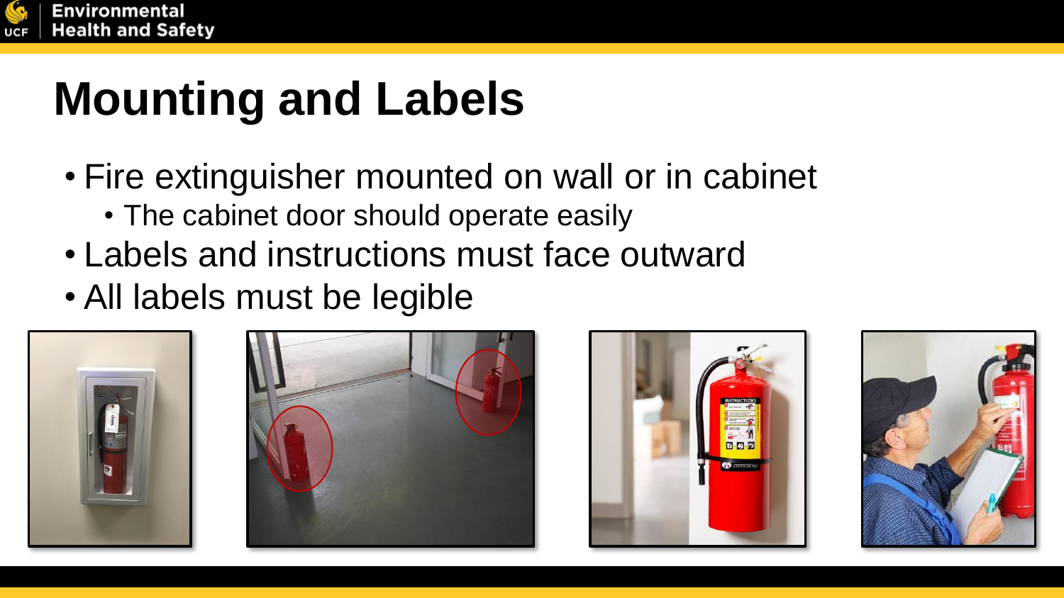# Mounting and Labels

- Fire extinguisher mounted on wall or in cabinet
  - The cabinet door should operate easily
- Labels and instructions must face outward
- All labels must be legible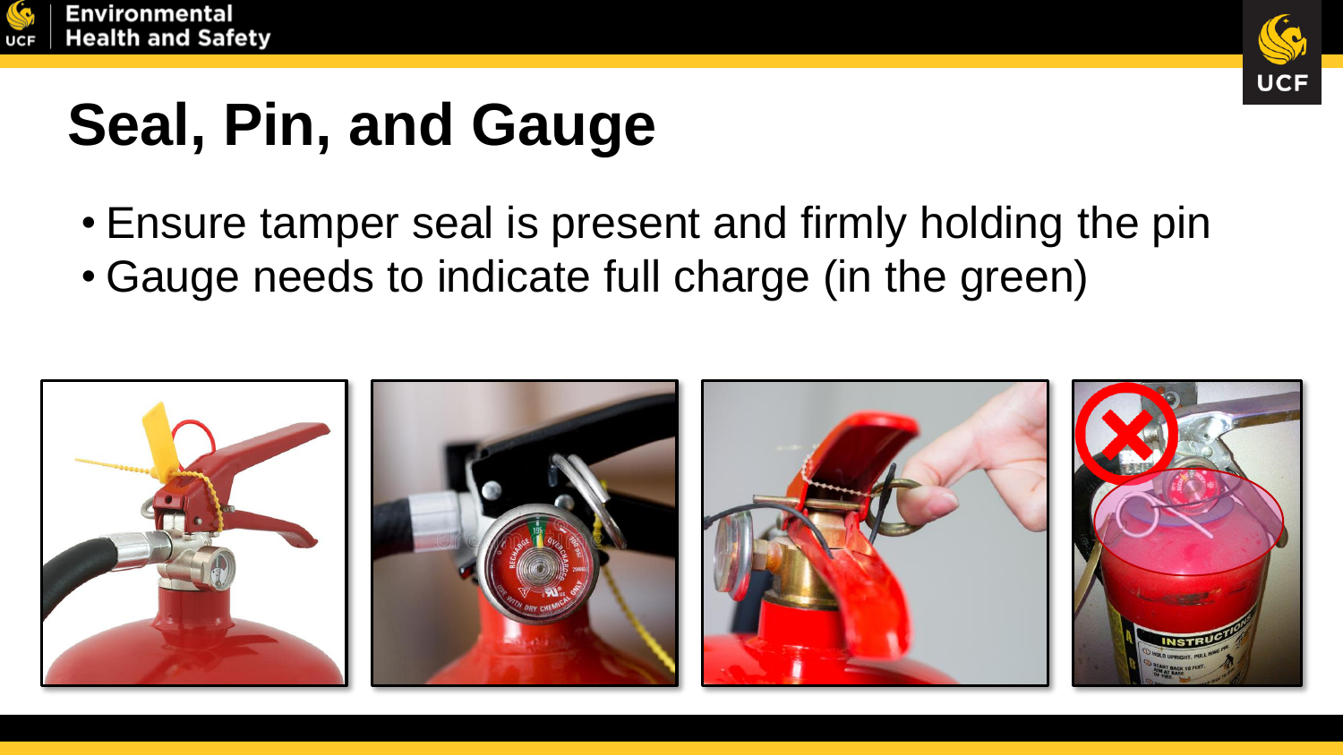# Seal, Pin, and Gauge

- Ensure tamper seal is present and firmly holding the pin
- Gauge needs to indicate full charge (in the green)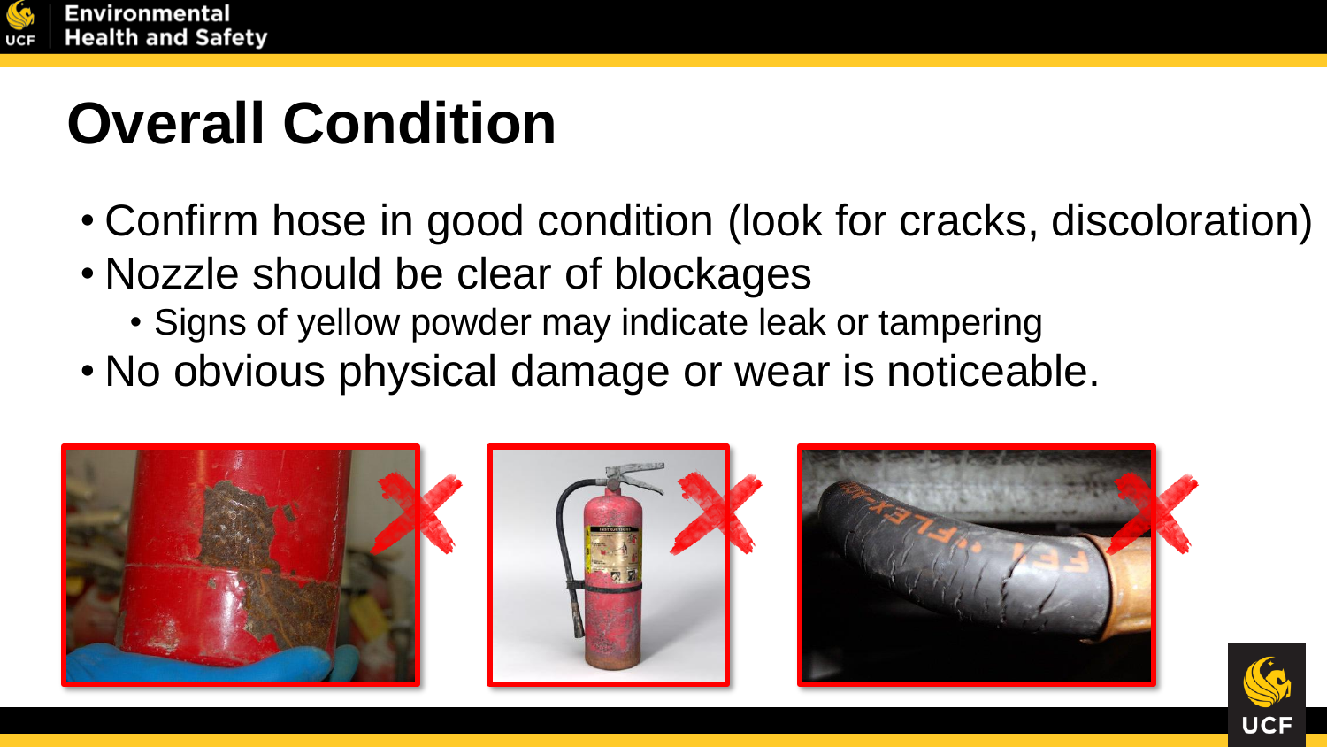# Overall Condition

- Confirm hose in good condition (look for cracks, discoloration)
- Nozzle should be clear of blockages
  - Signs of yellow powder may indicate leak or tampering
- No obvious physical damage or wear is noticeable.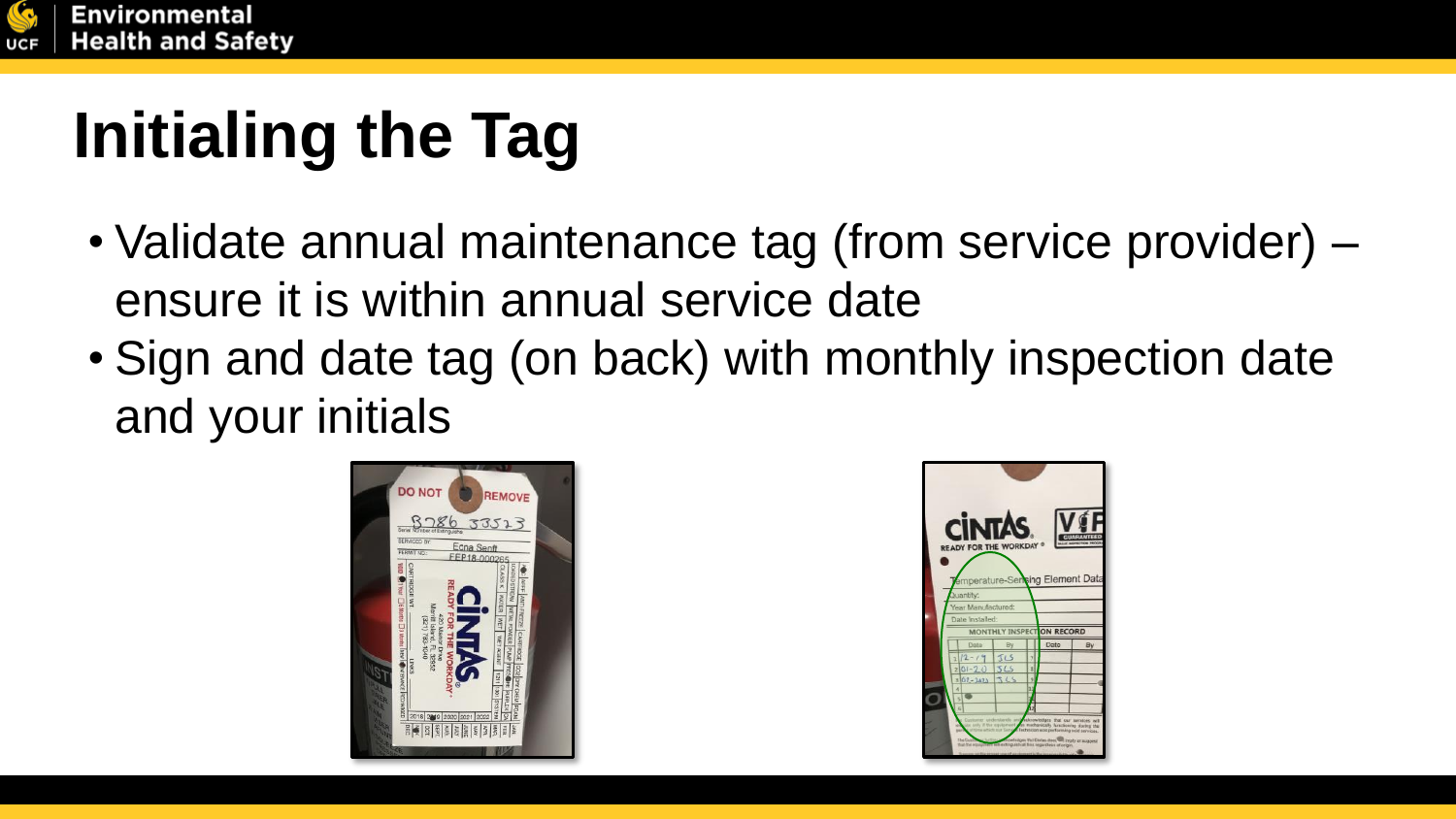# Initialing the Tag

- Validate annual maintenance tag (from service provider) – ensure it is within annual service date
- Sign and date tag (on back) with monthly inspection date and your initials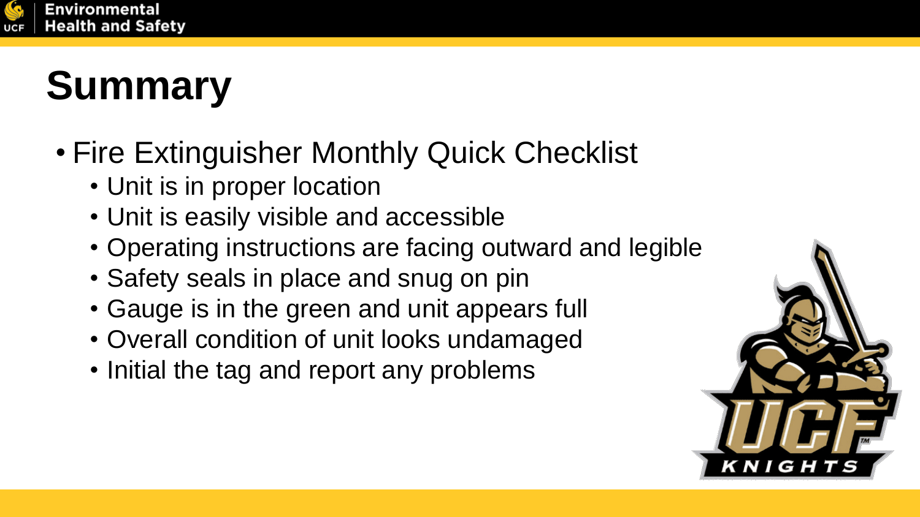# Summary

- Fire Extinguisher Monthly Quick Checklist
  - Unit is in proper location
  - Unit is easily visible and accessible
  - Operating instructions are facing outward and legible
  - Safety seals in place and snug on pin
  - Gauge is in the green and unit appears full
  - Overall condition of unit looks undamaged
  - Initial the tag and report any problems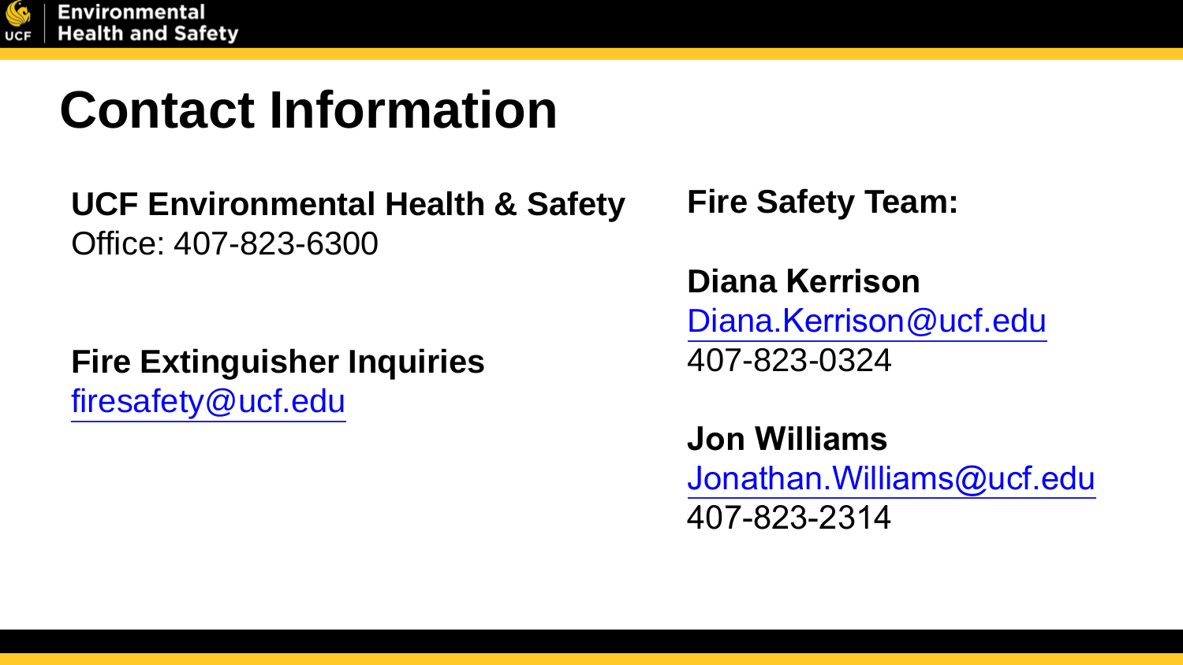# Contact Information

**UCF Environmental Health & Safety**
Office: 407-823-6300

**Fire Extinguisher Inquiries**
firesafety@ucf.edu

**Fire Safety Team:**

**Diana Kerrison**
Diana.Kerrison@ucf.edu
407-823-0324

**Jon Williams**
Jonathan.Williams@ucf.edu
407-823-2314